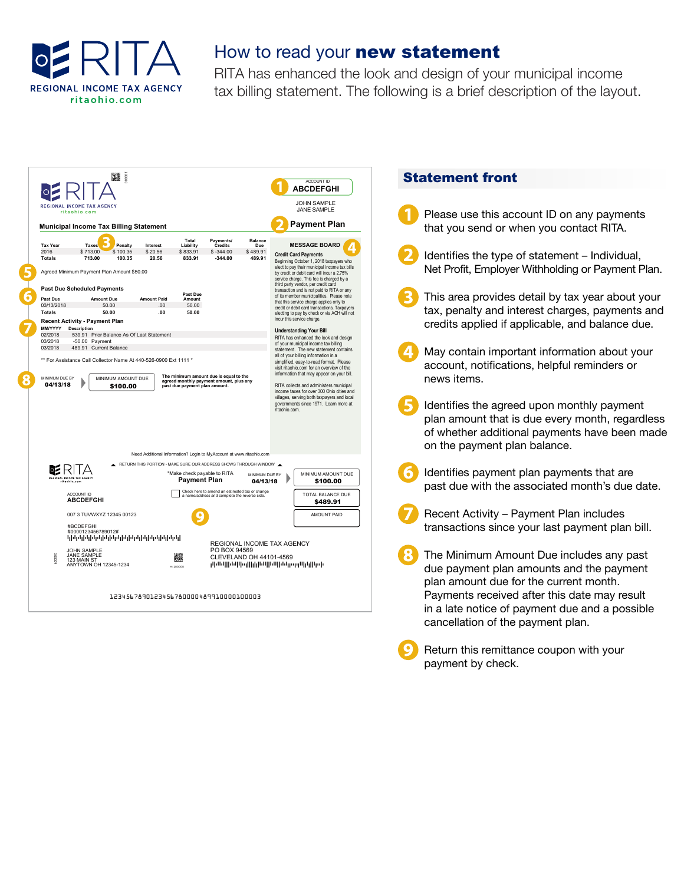RITA
REGIONAL INCOME TAX AGENCY
ritaohio.com

# How to read your **new statement**

RITA has enhanced the look and design of your municipal income tax billing statement. The following is a brief description of the layout.

ACCOUNT ID
ABCDEFGHI

JOHN SAMPLE
JANE SAMPLE

**Municipal Income Tax Billing Statement**

**Payment Plan**

| Tax Year | Taxes | Penalty | Interest | Total Liability | Payments/ Credits | Balance Due |
|---|---|---|---|---|---|---|
| 2016 | $ 713.00 | $ 100.35 | $ 20.56 | $ 833.91 | $ -344.00 | $ 489.91 |
| Totals | 713.00 | 100.35 | 20.56 | 833.91 | -344.00 | 489.91 |

Agreed Minimum Payment Plan Amount $50.00

**Past Due Scheduled Payments**

| Past Due | Amount Due | Amount Paid | Past Due Amount |
|---|---|---|---|
| 03/13/2018 | 50.00 | .00 | 50.00 |
| Totals | 50.00 | .00 | 50.00 |

**Recent Activity - Payment Plan**

| MM/YYYY | | Description |
|---|---|---|
| 02/2018 | 539.91 | Prior Balance As Of Last Statement |
| 03/2018 | -50.00 | Payment |
| 03/2018 | 489.91 | Current Balance |

** For Assistance Call Collector Name At 440-526-0900 Ext 1111 *

MINIMUM DUE BY 04/13/18 — MINIMUM AMOUNT DUE **$100.00**

The minimum amount due is equal to the agreed monthly payment amount, plus any past due payment plan amount.

**MESSAGE BOARD**

**Credit Card Payments**
Beginning October 1, 2018 taxpayers who elect to pay their municipal income tax bills by credit or debit card will incur a 2.75% service charge. This fee is charged by a third party vendor, per credit card transaction and is not paid to RITA or any of its member municipalities. Please note that this service charge applies only to credit or debit card transactions. Taxpayers electing to pay by check or via ACH will not incur this service charge.

**Understanding Your Bill**
RITA has enhanced the look and design of your municipal income tax billing statement. The new statement contains all of your billing information in a simplified, easy-to-read format. Please visit ritaohio.com for an overview of the information that may appear on your bill.

RITA collects and administers municipal income taxes for over 300 Ohio cities and villages, serving both taxpayers and local governments since 1971. Learn more at ritaohio.com.

Need Additional Information? Login to MyAccount at www.ritaohio.com

RETURN THIS PORTION • MAKE SURE OUR ADDRESS SHOWS THROUGH WINDOW

*Make check payable to RITA
Payment Plan

MINIMUM DUE BY 04/13/18 — MINIMUM AMOUNT DUE **$100.00**

TOTAL BALANCE DUE **$489.91**

AMOUNT PAID

ACCOUNT ID
ABCDEFGHI

Check here to amend an estimated tax or change a name/address and complete the reverse side.

007 3 TUVWXYZ 12345 00123

#BCDEFGHI
#0000123456789012#

JOHN SAMPLE
JANE SAMPLE
123 MAIN ST
ANYTOWN OH 12345-1234

REGIONAL INCOME TAX AGENCY
PO BOX 94569
CLEVELAND OH 44101-4569

1234567890123456780000489910000100003

## Statement front

1. Please use this account ID on any payments that you send or when you contact RITA.
2. Identifies the type of statement – Individual, Net Profit, Employer Withholding or Payment Plan.
3. This area provides detail by tax year about your tax, penalty and interest charges, payments and credits applied if applicable, and balance due.
4. May contain important information about your account, notifications, helpful reminders or news items.
5. Identifies the agreed upon monthly payment plan amount that is due every month, regardless of whether additional payments have been made on the payment plan balance.
6. Identifies payment plan payments that are past due with the associated month's due date.
7. Recent Activity – Payment Plan includes transactions since your last payment plan bill.
8. The Minimum Amount Due includes any past due payment plan amounts and the payment plan amount due for the current month. Payments received after this date may result in a late notice of payment due and a possible cancellation of the payment plan.
9. Return this remittance coupon with your payment by check.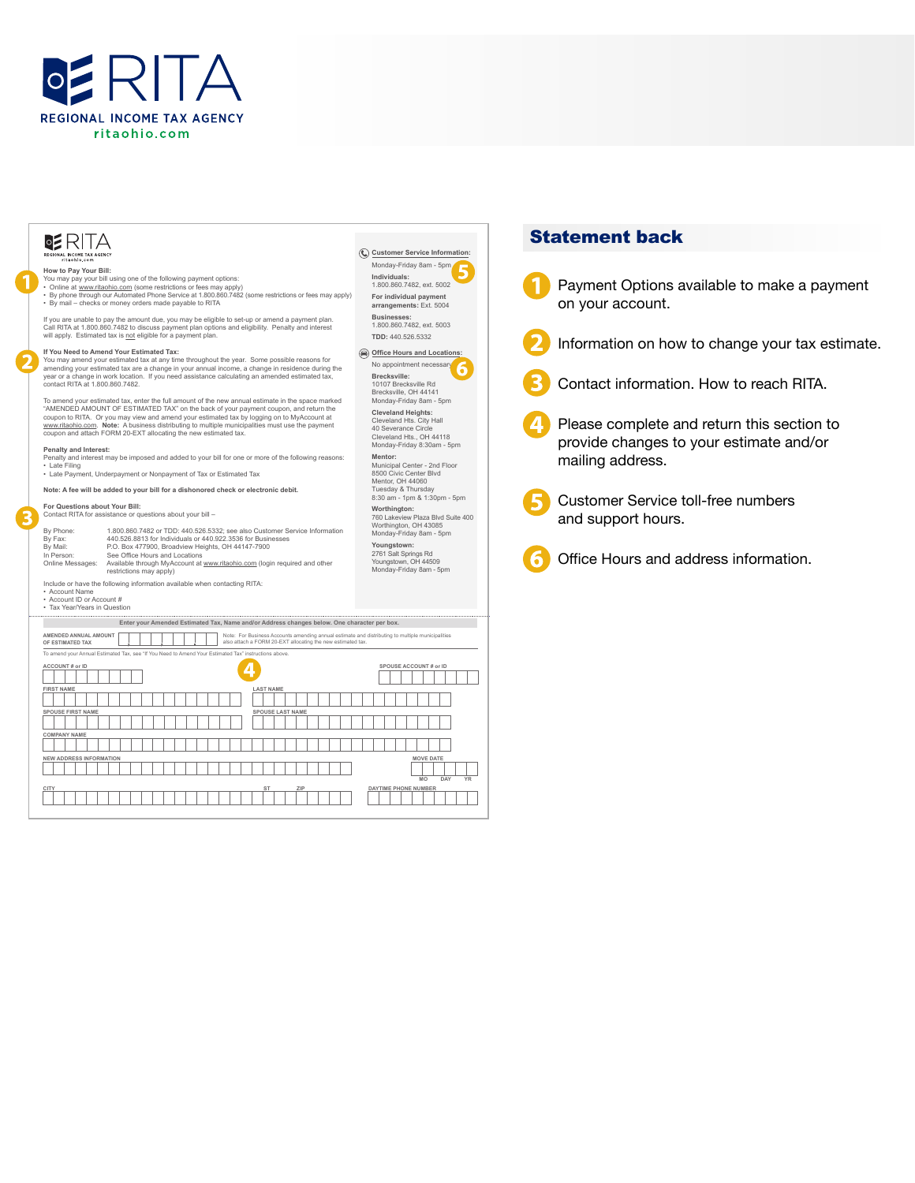# RITA

REGIONAL INCOME TAX AGENCY
ritaohio.com

RITA
REGIONAL INCOME TAX AGENCY
ritaohio.com

**How to Pay Your Bill:**
You may pay your bill using one of the following payment options:
- Online at www.ritaohio.com (some restrictions or fees may apply)
- By phone through our Automated Phone Service at 1.800.860.7482 (some restrictions or fees may apply)
- By mail – checks or money orders made payable to RITA

If you are unable to pay the amount due, you may be eligible to set-up or amend a payment plan. Call RITA at 1.800.860.7482 to discuss payment plan options and eligibility. Penalty and interest will apply. Estimated tax is not eligible for a payment plan.

**If You Need to Amend Your Estimated Tax:**
You may amend your estimated tax at any time throughout the year. Some possible reasons for amending your estimated tax are a change in your annual income, a change in residence during the year or a change in work location. If you need assistance calculating an amended estimated tax, contact RITA at 1.800.860.7482.

To amend your estimated tax, enter the full amount of the new annual estimate in the space marked "AMENDED AMOUNT OF ESTIMATED TAX" on the back of your payment coupon, and return the coupon to RITA. Or you may view and amend your estimated tax by logging on to MyAccount at www.ritaohio.com. **Note:** A business distributing to multiple municipalities must use the payment coupon and attach FORM 20-EXT allocating the new estimated tax.

**Penalty and Interest:**
Penalty and interest may be imposed and added to your bill for one or more of the following reasons:
- Late Filing
- Late Payment, Underpayment or Nonpayment of Tax or Estimated Tax

**Note: A fee will be added to your bill for a dishonored check or electronic debit.**

**For Questions about Your Bill:**
Contact RITA for assistance or questions about your bill –

| | |
|---|---|
| By Phone: | 1.800.860.7482 or TDD: 440.526.5332; see also Customer Service Information |
| By Fax: | 440.526.8813 for Individuals or 440.922.3536 for Businesses |
| By Mail: | P.O. Box 477900, Broadview Heights, OH 44147-7900 |
| In Person: | See Office Hours and Locations |
| Online Messages: | Available through MyAccount at www.ritaohio.com (login required and other restrictions may apply) |

Include or have the following information available when contacting RITA:
- Account Name
- Account ID or Account #
- Tax Year/Years in Question

**Customer Service Information:**
Monday-Friday 8am - 5pm

**Individuals:**
1.800.860.7482, ext. 5002

**For individual payment arrangements:** Ext. 5004

**Businesses:**
1.800.860.7482, ext. 5003

**TDD:** 440.526.5332

**Office Hours and Locations:**
No appointment necessary

**Brecksville:**
10107 Brecksville Rd
Brecksville, OH 44141
Monday-Friday 8am - 5pm

**Cleveland Heights:**
Cleveland Hts. City Hall
40 Severance Circle
Cleveland Hts., OH 44118
Monday-Friday 8:30am - 5pm

**Mentor:**
Municipal Center - 2nd Floor
8500 Civic Center Blvd
Mentor, OH 44060
Tuesday & Thursday
8:30 am - 1pm & 1:30pm - 5pm

**Worthington:**
760 Lakeview Plaza Blvd Suite 400
Worthington, OH 43085
Monday-Friday 8am - 5pm

**Youngstown:**
2761 Salt Springs Rd
Youngstown, OH 44509
Monday-Friday 8am - 5pm

**Enter your Amended Estimated Tax, Name and/or Address changes below. One character per box.**

AMENDED ANNUAL AMOUNT OF ESTIMATED TAX

Note: For Business Accounts amending annual estimate and distributing to multiple municipalities also attach a FORM 20-EXT allocating the new estimated tax.

To amend your Annual Estimated Tax, see "If You Need to Amend Your Estimated Tax" instructions above.

ACCOUNT # or ID

SPOUSE ACCOUNT # or ID

FIRST NAME

LAST NAME

SPOUSE FIRST NAME

SPOUSE LAST NAME

COMPANY NAME

NEW ADDRESS INFORMATION

MOVE DATE
MO DAY YR

CITY

ST

ZIP

DAYTIME PHONE NUMBER

## Statement back

1. Payment Options available to make a payment on your account.
2. Information on how to change your tax estimate.
3. Contact information. How to reach RITA.
4. Please complete and return this section to provide changes to your estimate and/or mailing address.
5. Customer Service toll-free numbers and support hours.
6. Office Hours and address information.